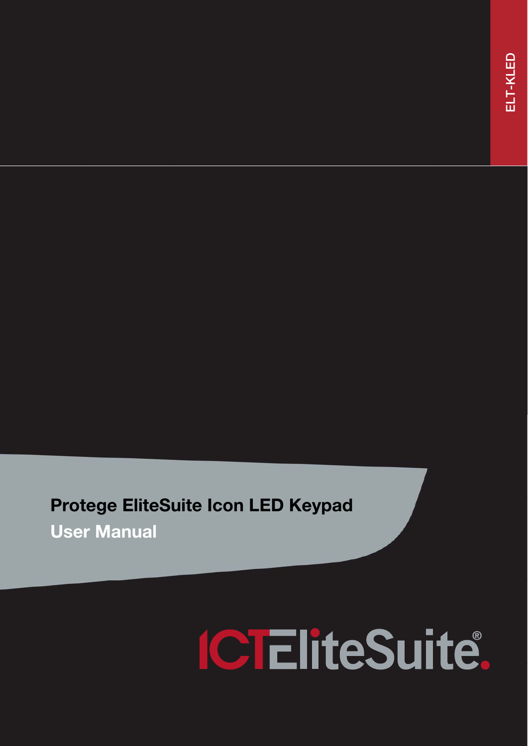ELT-KLED

# Protege EliteSuite Icon LED Keypad

## User Manual

ICTEliteSuite®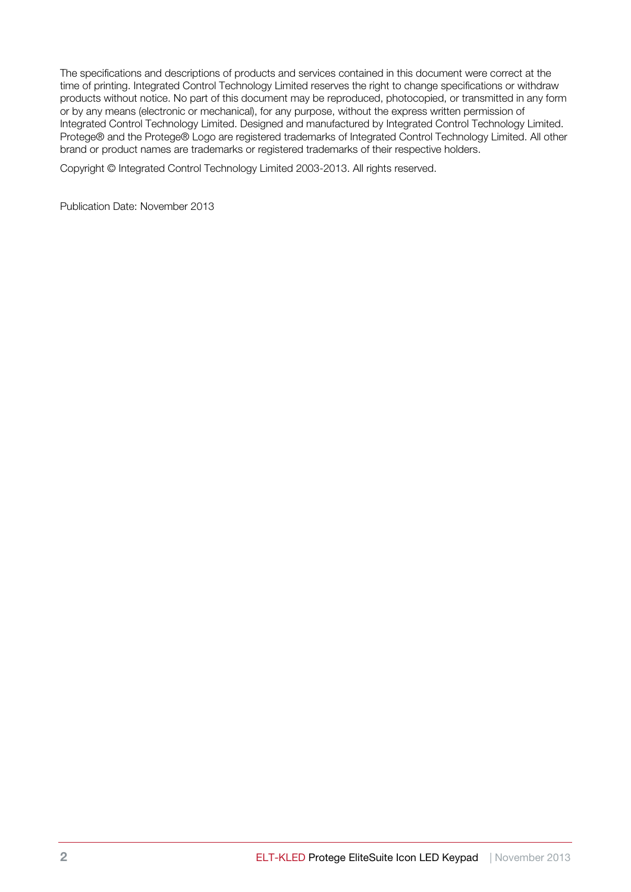The specifications and descriptions of products and services contained in this document were correct at the time of printing. Integrated Control Technology Limited reserves the right to change specifications or withdraw products without notice. No part of this document may be reproduced, photocopied, or transmitted in any form or by any means (electronic or mechanical), for any purpose, without the express written permission of Integrated Control Technology Limited. Designed and manufactured by Integrated Control Technology Limited. Protege® and the Protege® Logo are registered trademarks of Integrated Control Technology Limited. All other brand or product names are trademarks or registered trademarks of their respective holders.

Copyright © Integrated Control Technology Limited 2003-2013. All rights reserved.

Publication Date: November 2013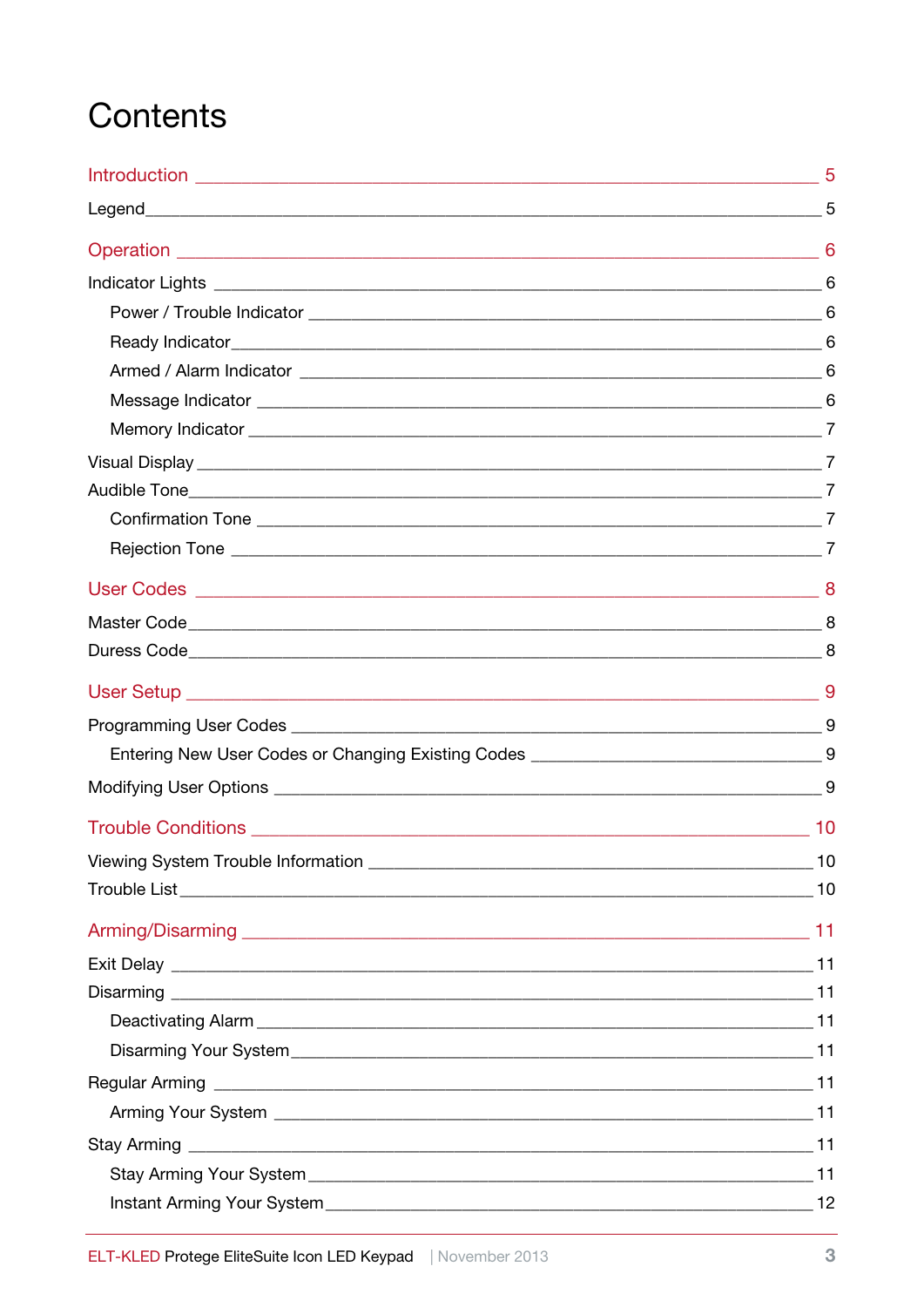# Contents

- Introduction — 5
  - Legend — 5
- Operation — 6
  - Indicator Lights — 6
    - Power / Trouble Indicator — 6
    - Ready Indicator — 6
    - Armed / Alarm Indicator — 6
    - Message Indicator — 6
    - Memory Indicator — 7
  - Visual Display — 7
  - Audible Tone — 7
    - Confirmation Tone — 7
    - Rejection Tone — 7
- User Codes — 8
  - Master Code — 8
  - Duress Code — 8
- User Setup — 9
  - Programming User Codes — 9
    - Entering New User Codes or Changing Existing Codes — 9
  - Modifying User Options — 9
- Trouble Conditions — 10
  - Viewing System Trouble Information — 10
  - Trouble List — 10
- Arming/Disarming — 11
  - Exit Delay — 11
  - Disarming — 11
    - Deactivating Alarm — 11
    - Disarming Your System — 11
  - Regular Arming — 11
    - Arming Your System — 11
  - Stay Arming — 11
    - Stay Arming Your System — 11
    - Instant Arming Your System — 12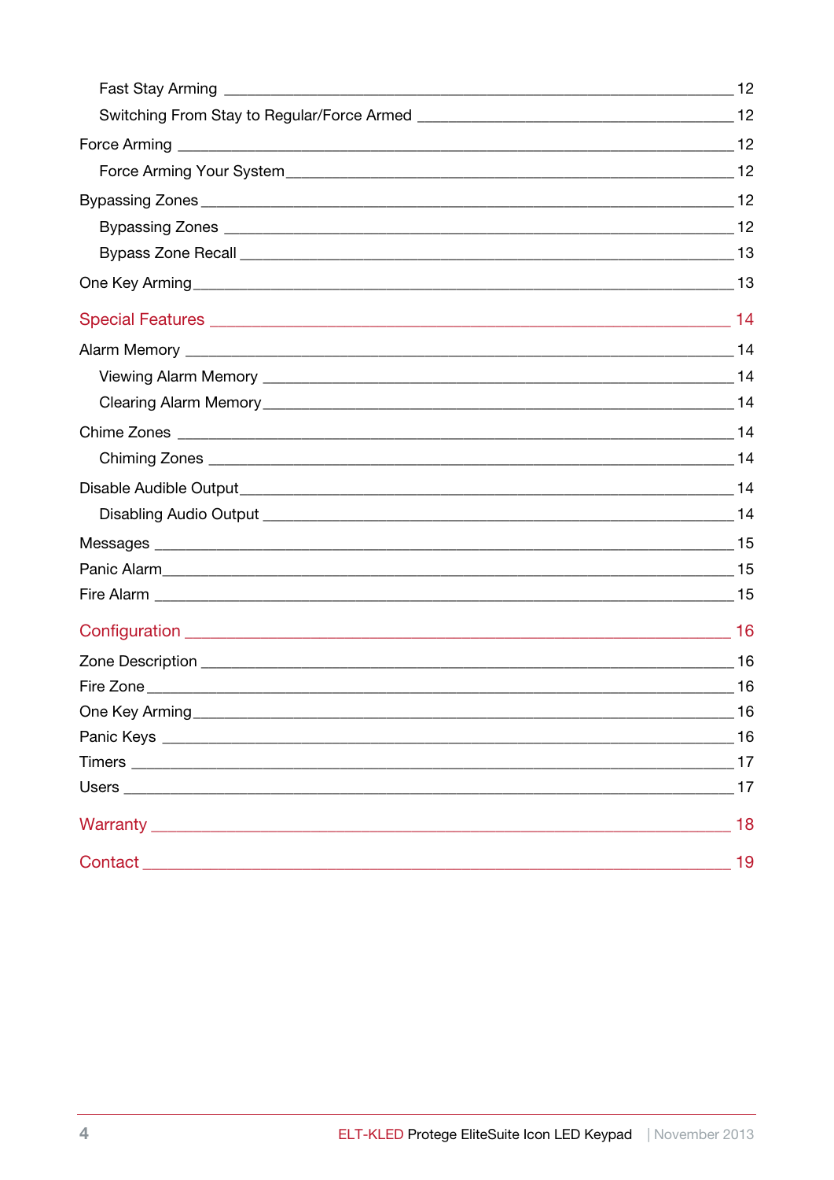Fast Stay Arming ____ 12

Switching From Stay to Regular/Force Armed ____ 12

Force Arming ____ 12

Force Arming Your System ____ 12

Bypassing Zones ____ 12

Bypassing Zones ____ 12

Bypass Zone Recall ____ 13

One Key Arming ____ 13

Special Features ____ 14

Alarm Memory ____ 14

Viewing Alarm Memory ____ 14

Clearing Alarm Memory ____ 14

Chime Zones ____ 14

Chiming Zones ____ 14

Disable Audible Output ____ 14

Disabling Audio Output ____ 14

Messages ____ 15

Panic Alarm ____ 15

Fire Alarm ____ 15

Configuration ____ 16

Zone Description ____ 16

Fire Zone ____ 16

One Key Arming ____ 16

Panic Keys ____ 16

Timers ____ 17

Users ____ 17

Warranty ____ 18

Contact ____ 19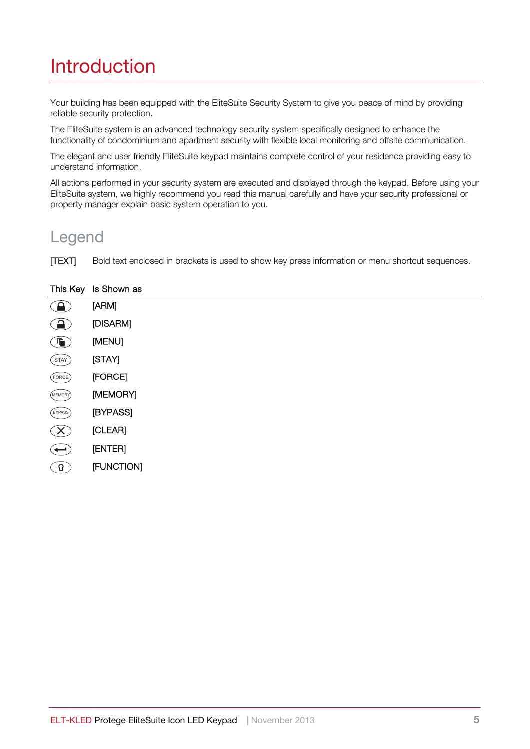# Introduction

Your building has been equipped with the EliteSuite Security System to give you peace of mind by providing reliable security protection.

The EliteSuite system is an advanced technology security system specifically designed to enhance the functionality of condominium and apartment security with flexible local monitoring and offsite communication.

The elegant and user friendly EliteSuite keypad maintains complete control of your residence providing easy to understand information.

All actions performed in your security system are executed and displayed through the keypad. Before using your EliteSuite system, we highly recommend you read this manual carefully and have your security professional or property manager explain basic system operation to you.

## Legend

[TEXT] Bold text enclosed in brackets is used to show key press information or menu shortcut sequences.

| This Key | Is Shown as |
|---|---|
| | [ARM] |
| | [DISARM] |
| | [MENU] |
| STAY | [STAY] |
| FORCE | [FORCE] |
| MEMORY | [MEMORY] |
| BYPASS | [BYPASS] |
| | [CLEAR] |
| | [ENTER] |
| | [FUNCTION] |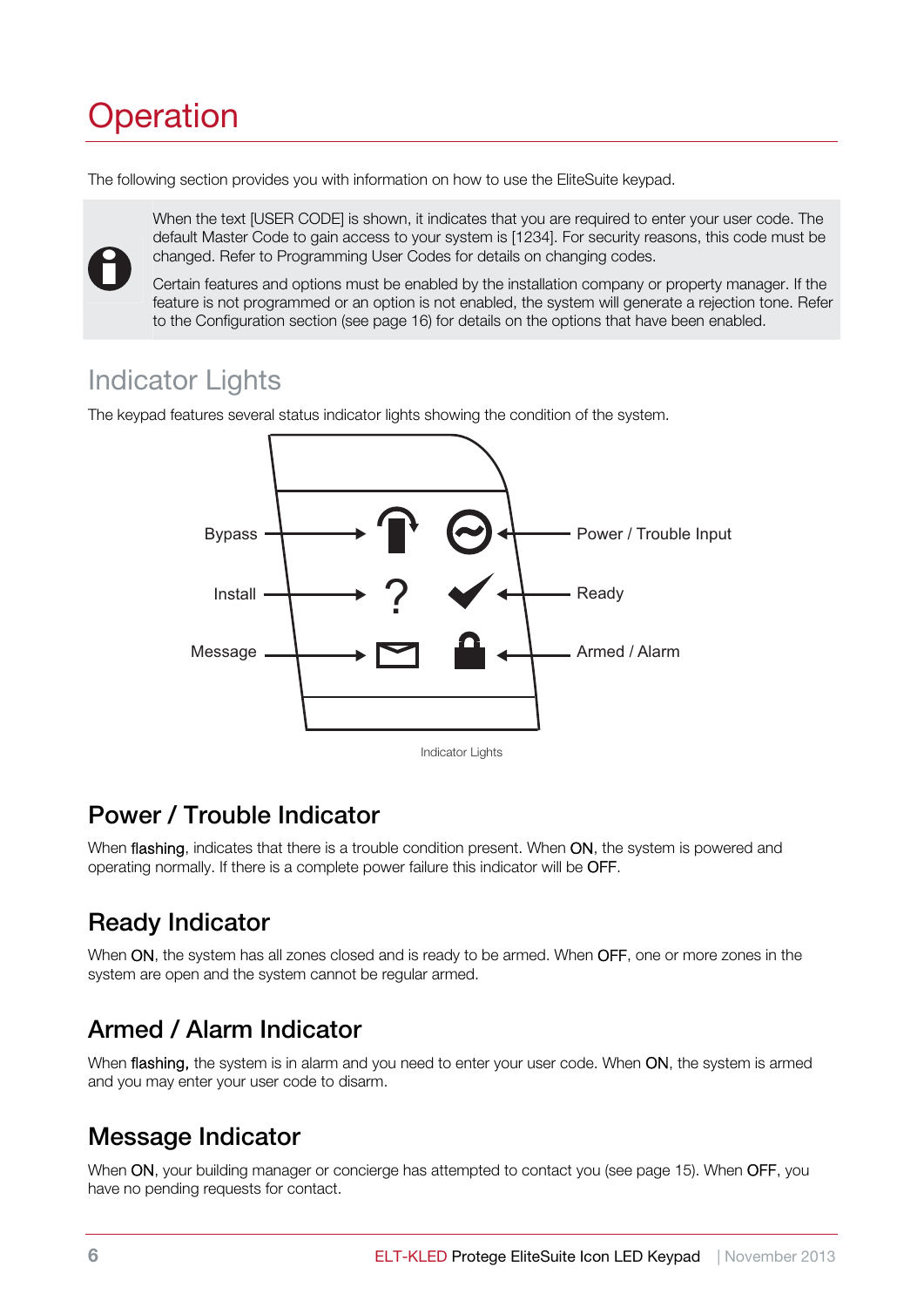# Operation

The following section provides you with information on how to use the EliteSuite keypad.

> When the text [USER CODE] is shown, it indicates that you are required to enter your user code. The default Master Code to gain access to your system is [1234]. For security reasons, this code must be changed. Refer to Programming User Codes for details on changing codes.
>
> Certain features and options must be enabled by the installation company or property manager. If the feature is not programmed or an option is not enabled, the system will generate a rejection tone. Refer to the Configuration section (see page 16) for details on the options that have been enabled.

## Indicator Lights

The keypad features several status indicator lights showing the condition of the system.

Bypass
Install
Message
Power / Trouble Input
Ready
Armed / Alarm

Indicator Lights

### Power / Trouble Indicator

When flashing, indicates that there is a trouble condition present. When ON, the system is powered and operating normally. If there is a complete power failure this indicator will be OFF.

### Ready Indicator

When ON, the system has all zones closed and is ready to be armed. When OFF, one or more zones in the system are open and the system cannot be regular armed.

### Armed / Alarm Indicator

When flashing, the system is in alarm and you need to enter your user code. When ON, the system is armed and you may enter your user code to disarm.

### Message Indicator

When ON, your building manager or concierge has attempted to contact you (see page 15). When OFF, you have no pending requests for contact.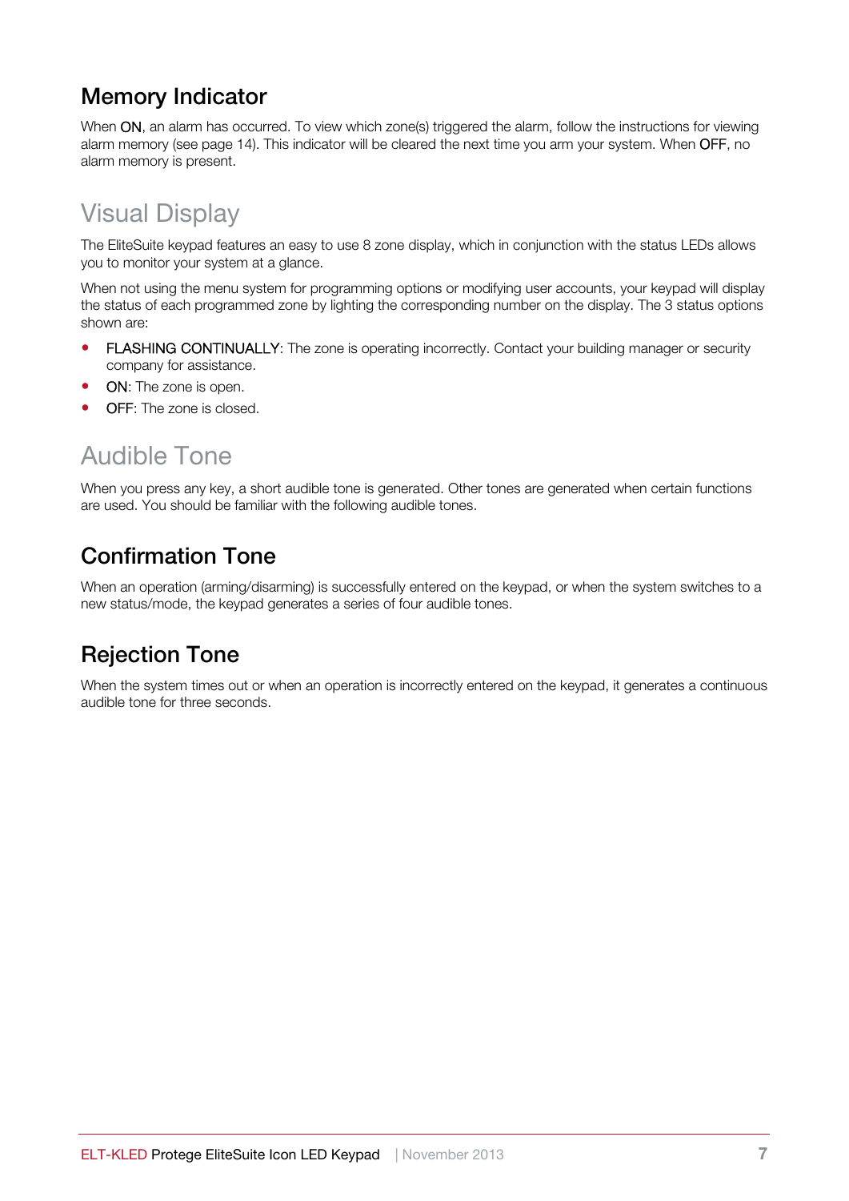### Memory Indicator

When **ON**, an alarm has occurred. To view which zone(s) triggered the alarm, follow the instructions for viewing alarm memory (see page 14). This indicator will be cleared the next time you arm your system. When **OFF**, no alarm memory is present.

## Visual Display

The EliteSuite keypad features an easy to use 8 zone display, which in conjunction with the status LEDs allows you to monitor your system at a glance.

When not using the menu system for programming options or modifying user accounts, your keypad will display the status of each programmed zone by lighting the corresponding number on the display. The 3 status options shown are:

- **FLASHING CONTINUALLY**: The zone is operating incorrectly. Contact your building manager or security company for assistance.
- **ON**: The zone is open.
- **OFF**: The zone is closed.

## Audible Tone

When you press any key, a short audible tone is generated. Other tones are generated when certain functions are used. You should be familiar with the following audible tones.

### Confirmation Tone

When an operation (arming/disarming) is successfully entered on the keypad, or when the system switches to a new status/mode, the keypad generates a series of four audible tones.

### Rejection Tone

When the system times out or when an operation is incorrectly entered on the keypad, it generates a continuous audible tone for three seconds.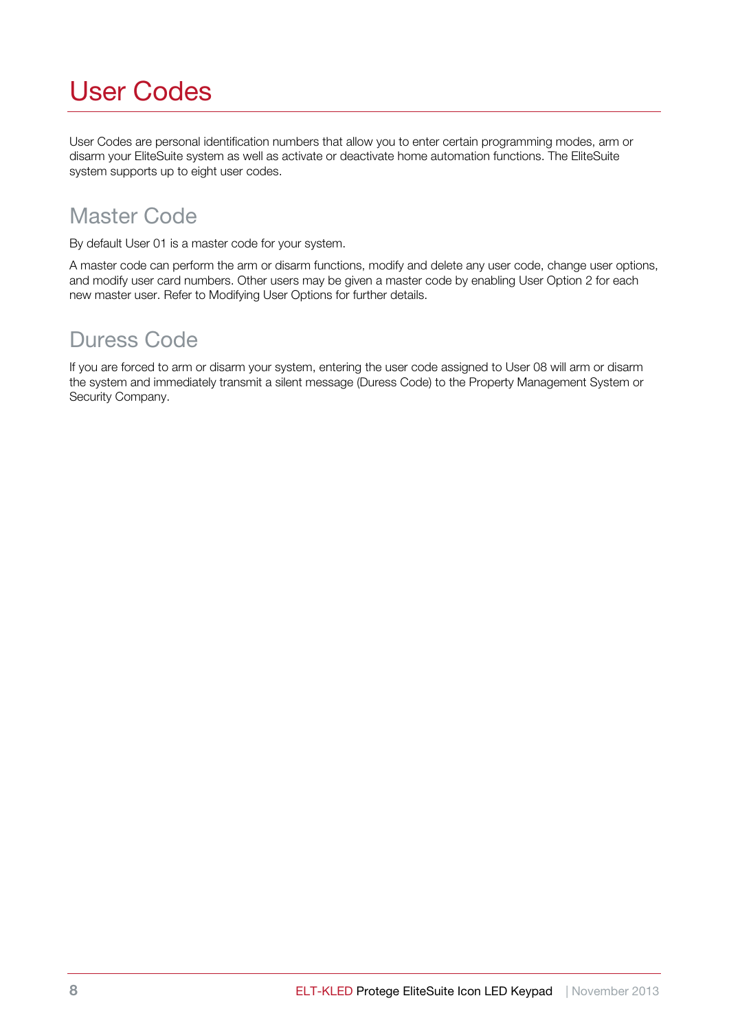# User Codes

User Codes are personal identification numbers that allow you to enter certain programming modes, arm or disarm your EliteSuite system as well as activate or deactivate home automation functions. The EliteSuite system supports up to eight user codes.

## Master Code

By default User 01 is a master code for your system.

A master code can perform the arm or disarm functions, modify and delete any user code, change user options, and modify user card numbers. Other users may be given a master code by enabling User Option 2 for each new master user. Refer to Modifying User Options for further details.

## Duress Code

If you are forced to arm or disarm your system, entering the user code assigned to User 08 will arm or disarm the system and immediately transmit a silent message (Duress Code) to the Property Management System or Security Company.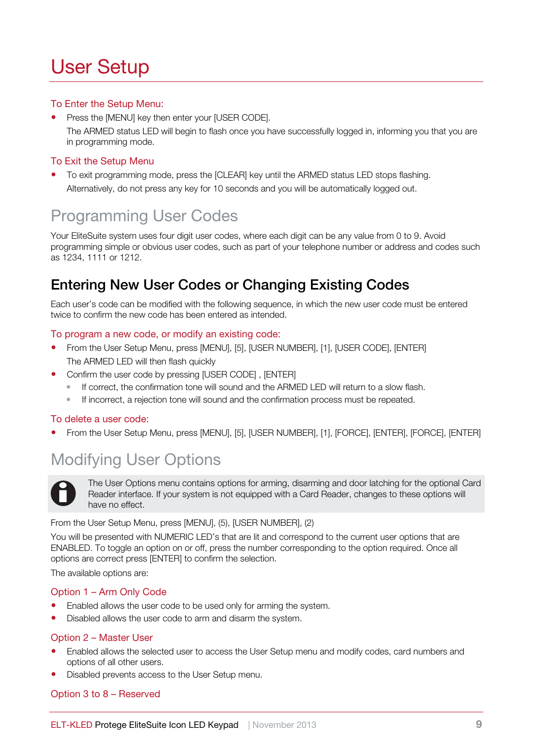# User Setup

### To Enter the Setup Menu:

- Press the [MENU] key then enter your [USER CODE].

  The ARMED status LED will begin to flash once you have successfully logged in, informing you that you are in programming mode.

### To Exit the Setup Menu

- To exit programming mode, press the [CLEAR] key until the ARMED status LED stops flashing.

  Alternatively, do not press any key for 10 seconds and you will be automatically logged out.

## Programming User Codes

Your EliteSuite system uses four digit user codes, where each digit can be any value from 0 to 9. Avoid programming simple or obvious user codes, such as part of your telephone number or address and codes such as 1234, 1111 or 1212.

## Entering New User Codes or Changing Existing Codes

Each user's code can be modified with the following sequence, in which the new user code must be entered twice to confirm the new code has been entered as intended.

### To program a new code, or modify an existing code:

- From the User Setup Menu, press [MENU], [5], [USER NUMBER], [1], [USER CODE], [ENTER]

  The ARMED LED will then flash quickly
- Confirm the user code by pressing [USER CODE] , [ENTER]
  - If correct, the confirmation tone will sound and the ARMED LED will return to a slow flash.
  - If incorrect, a rejection tone will sound and the confirmation process must be repeated.

### To delete a user code:

- From the User Setup Menu, press [MENU], [5], [USER NUMBER], [1], [FORCE], [ENTER], [FORCE], [ENTER]

## Modifying User Options

> The User Options menu contains options for arming, disarming and door latching for the optional Card Reader interface. If your system is not equipped with a Card Reader, changes to these options will have no effect.

From the User Setup Menu, press [MENU], (5), [USER NUMBER], (2)

You will be presented with NUMERIC LED's that are lit and correspond to the current user options that are ENABLED. To toggle an option on or off, press the number corresponding to the option required. Once all options are correct press [ENTER] to confirm the selection.

The available options are:

### Option 1 – Arm Only Code

- Enabled allows the user code to be used only for arming the system.
- Disabled allows the user code to arm and disarm the system.

### Option 2 – Master User

- Enabled allows the selected user to access the User Setup menu and modify codes, card numbers and options of all other users.
- Disabled prevents access to the User Setup menu.

### Option 3 to 8 – Reserved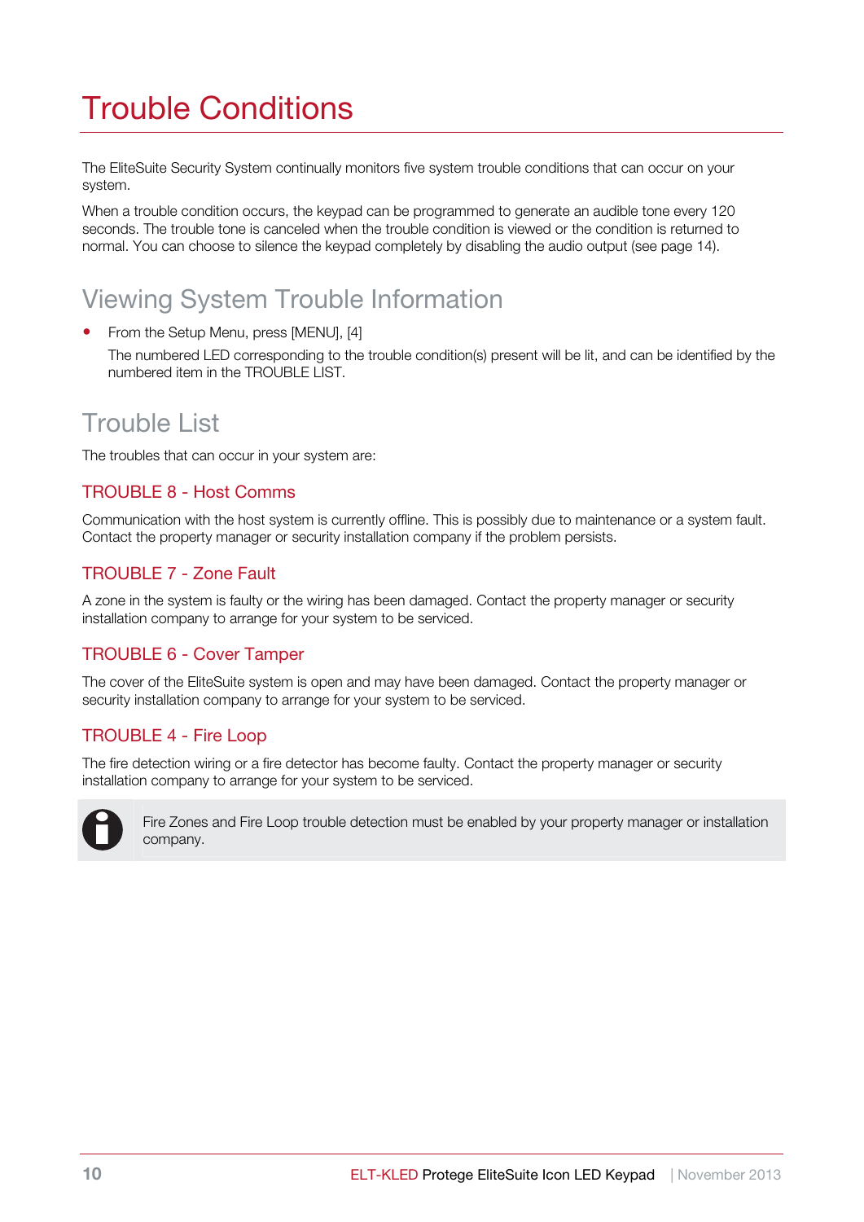# Trouble Conditions

The EliteSuite Security System continually monitors five system trouble conditions that can occur on your system.

When a trouble condition occurs, the keypad can be programmed to generate an audible tone every 120 seconds. The trouble tone is canceled when the trouble condition is viewed or the condition is returned to normal. You can choose to silence the keypad completely by disabling the audio output (see page 14).

## Viewing System Trouble Information

- From the Setup Menu, press [MENU], [4]

  The numbered LED corresponding to the trouble condition(s) present will be lit, and can be identified by the numbered item in the TROUBLE LIST.

## Trouble List

The troubles that can occur in your system are:

### TROUBLE 8 - Host Comms

Communication with the host system is currently offline. This is possibly due to maintenance or a system fault. Contact the property manager or security installation company if the problem persists.

### TROUBLE 7 - Zone Fault

A zone in the system is faulty or the wiring has been damaged. Contact the property manager or security installation company to arrange for your system to be serviced.

### TROUBLE 6 - Cover Tamper

The cover of the EliteSuite system is open and may have been damaged. Contact the property manager or security installation company to arrange for your system to be serviced.

### TROUBLE 4 - Fire Loop

The fire detection wiring or a fire detector has become faulty. Contact the property manager or security installation company to arrange for your system to be serviced.

> Fire Zones and Fire Loop trouble detection must be enabled by your property manager or installation company.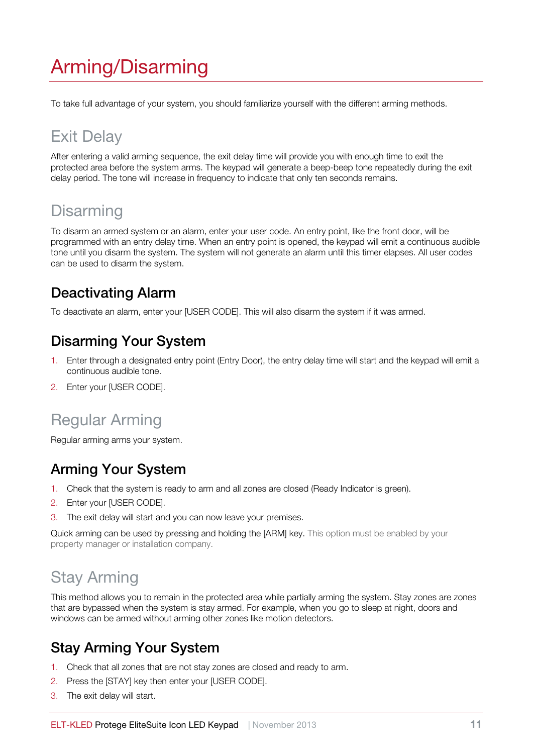# Arming/Disarming

To take full advantage of your system, you should familiarize yourself with the different arming methods.

## Exit Delay

After entering a valid arming sequence, the exit delay time will provide you with enough time to exit the protected area before the system arms. The keypad will generate a beep-beep tone repeatedly during the exit delay period. The tone will increase in frequency to indicate that only ten seconds remains.

## Disarming

To disarm an armed system or an alarm, enter your user code. An entry point, like the front door, will be programmed with an entry delay time. When an entry point is opened, the keypad will emit a continuous audible tone until you disarm the system. The system will not generate an alarm until this timer elapses. All user codes can be used to disarm the system.

### Deactivating Alarm

To deactivate an alarm, enter your [USER CODE]. This will also disarm the system if it was armed.

### Disarming Your System

1. Enter through a designated entry point (Entry Door), the entry delay time will start and the keypad will emit a continuous audible tone.
2. Enter your [USER CODE].

## Regular Arming

Regular arming arms your system.

### Arming Your System

1. Check that the system is ready to arm and all zones are closed (Ready Indicator is green).
2. Enter your [USER CODE].
3. The exit delay will start and you can now leave your premises.

Quick arming can be used by pressing and holding the [ARM] key. This option must be enabled by your property manager or installation company.

## Stay Arming

This method allows you to remain in the protected area while partially arming the system. Stay zones are zones that are bypassed when the system is stay armed. For example, when you go to sleep at night, doors and windows can be armed without arming other zones like motion detectors.

### Stay Arming Your System

1. Check that all zones that are not stay zones are closed and ready to arm.
2. Press the [STAY] key then enter your [USER CODE].
3. The exit delay will start.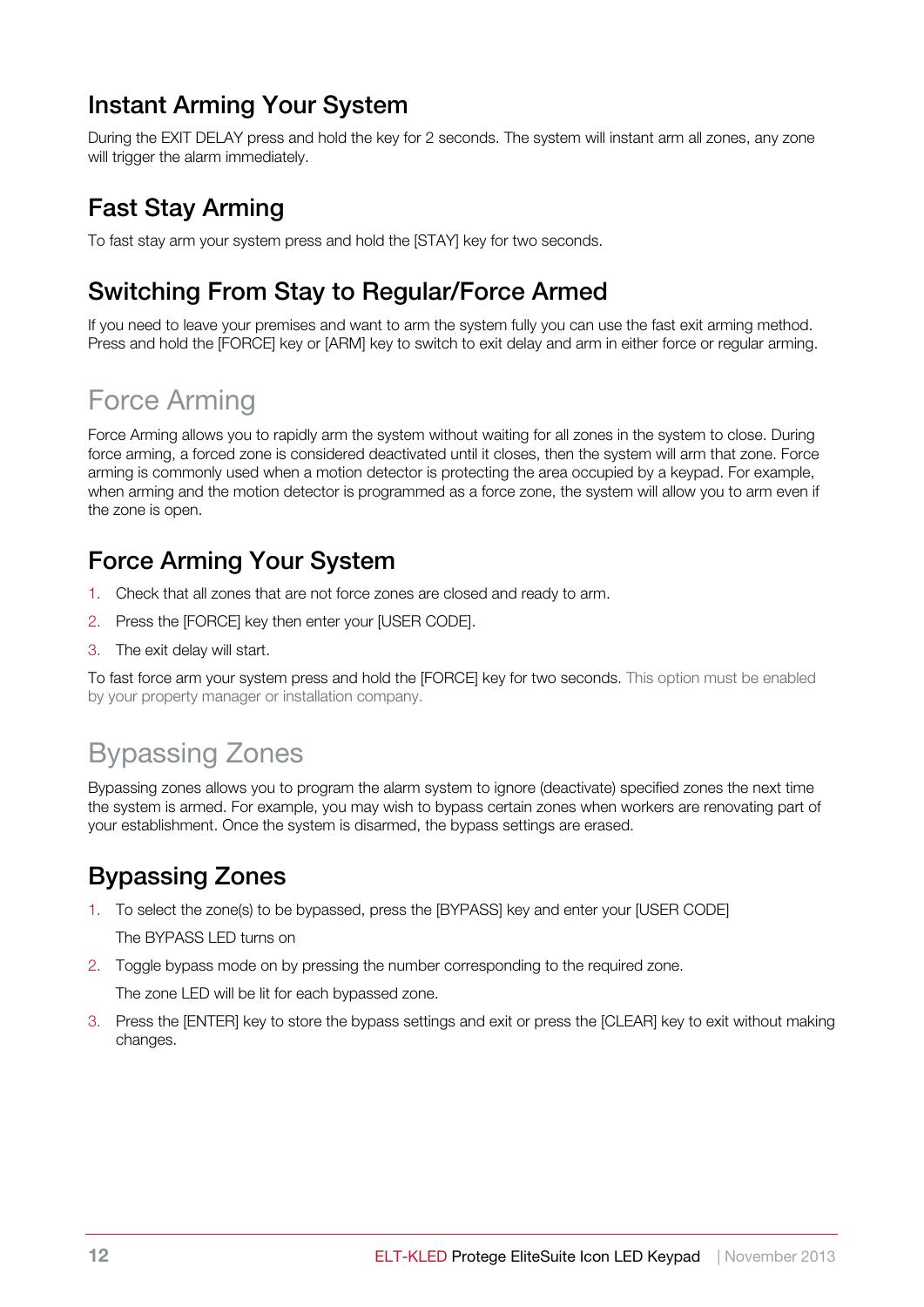## Instant Arming Your System

During the EXIT DELAY press and hold the key for 2 seconds. The system will instant arm all zones, any zone will trigger the alarm immediately.

## Fast Stay Arming

To fast stay arm your system press and hold the [STAY] key for two seconds.

## Switching From Stay to Regular/Force Armed

If you need to leave your premises and want to arm the system fully you can use the fast exit arming method. Press and hold the [FORCE] key or [ARM] key to switch to exit delay and arm in either force or regular arming.

# Force Arming

Force Arming allows you to rapidly arm the system without waiting for all zones in the system to close. During force arming, a forced zone is considered deactivated until it closes, then the system will arm that zone. Force arming is commonly used when a motion detector is protecting the area occupied by a keypad. For example, when arming and the motion detector is programmed as a force zone, the system will allow you to arm even if the zone is open.

## Force Arming Your System

1. Check that all zones that are not force zones are closed and ready to arm.
2. Press the [FORCE] key then enter your [USER CODE].
3. The exit delay will start.

To fast force arm your system press and hold the [FORCE] key for two seconds. This option must be enabled by your property manager or installation company.

# Bypassing Zones

Bypassing zones allows you to program the alarm system to ignore (deactivate) specified zones the next time the system is armed. For example, you may wish to bypass certain zones when workers are renovating part of your establishment. Once the system is disarmed, the bypass settings are erased.

## Bypassing Zones

1. To select the zone(s) to be bypassed, press the [BYPASS] key and enter your [USER CODE]

   The BYPASS LED turns on
2. Toggle bypass mode on by pressing the number corresponding to the required zone.

   The zone LED will be lit for each bypassed zone.
3. Press the [ENTER] key to store the bypass settings and exit or press the [CLEAR] key to exit without making changes.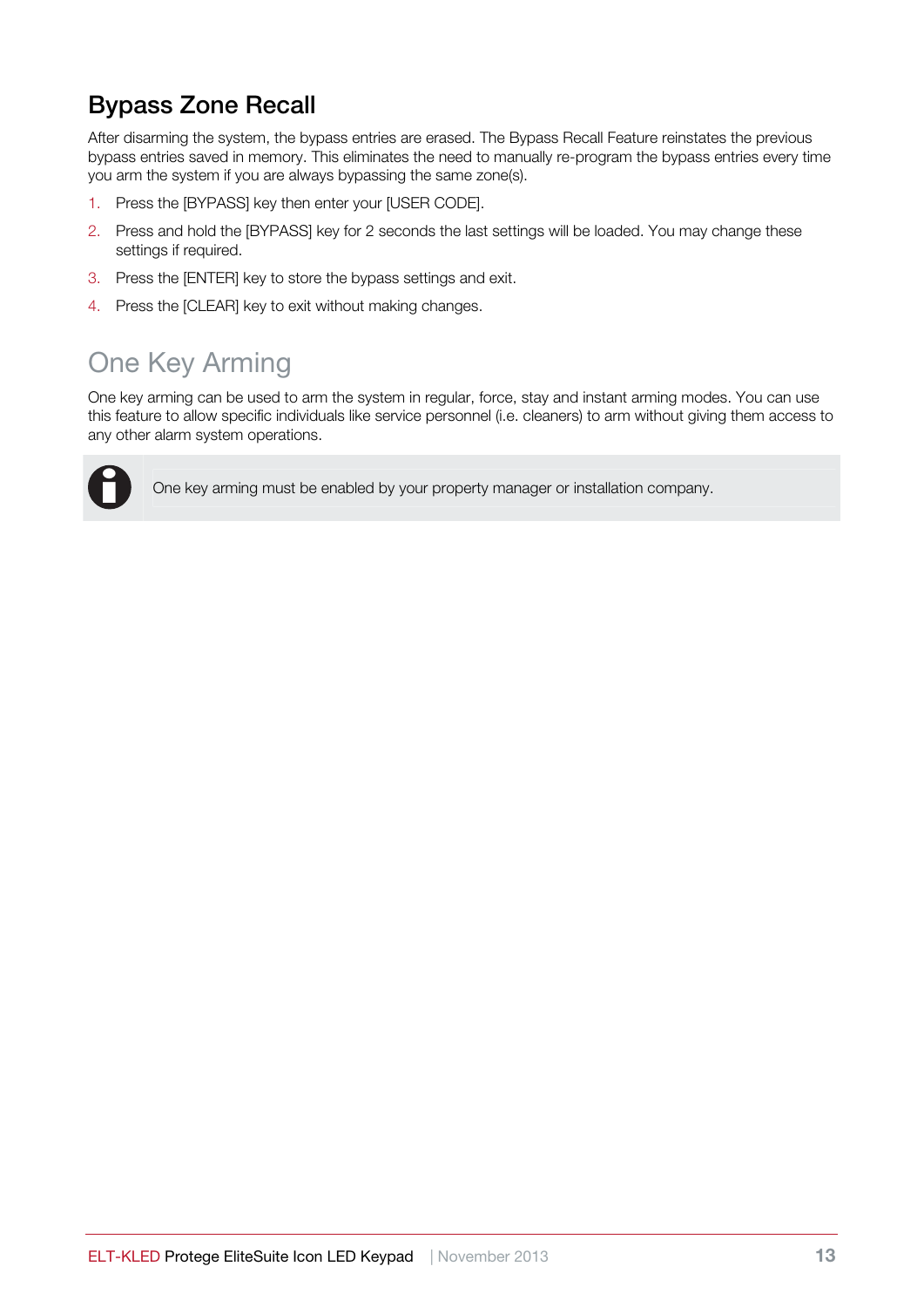## Bypass Zone Recall

After disarming the system, the bypass entries are erased. The Bypass Recall Feature reinstates the previous bypass entries saved in memory. This eliminates the need to manually re-program the bypass entries every time you arm the system if you are always bypassing the same zone(s).

1. Press the [BYPASS] key then enter your [USER CODE].
2. Press and hold the [BYPASS] key for 2 seconds the last settings will be loaded. You may change these settings if required.
3. Press the [ENTER] key to store the bypass settings and exit.
4. Press the [CLEAR] key to exit without making changes.

# One Key Arming

One key arming can be used to arm the system in regular, force, stay and instant arming modes. You can use this feature to allow specific individuals like service personnel (i.e. cleaners) to arm without giving them access to any other alarm system operations.

One key arming must be enabled by your property manager or installation company.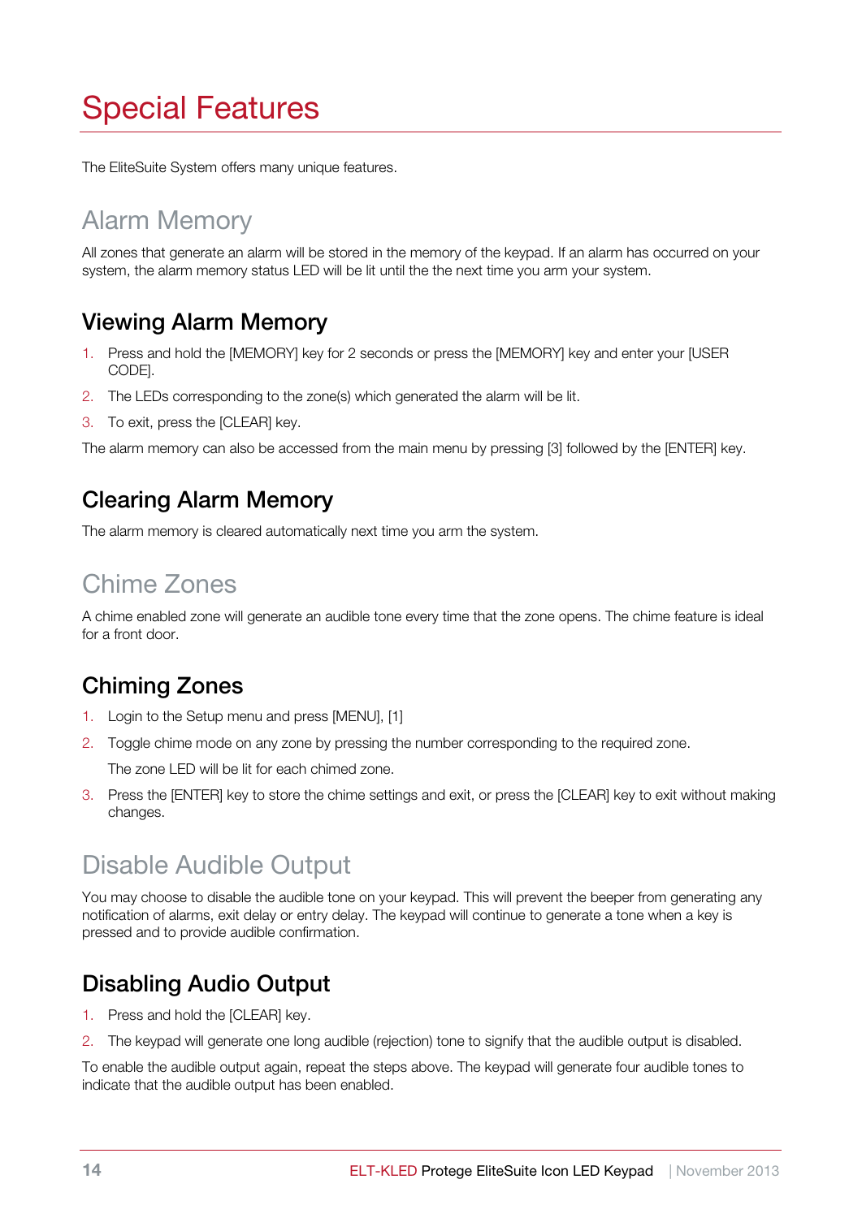# Special Features

The EliteSuite System offers many unique features.

## Alarm Memory

All zones that generate an alarm will be stored in the memory of the keypad. If an alarm has occurred on your system, the alarm memory status LED will be lit until the the next time you arm your system.

### Viewing Alarm Memory

1. Press and hold the [MEMORY] key for 2 seconds or press the [MEMORY] key and enter your [USER CODE].
2. The LEDs corresponding to the zone(s) which generated the alarm will be lit.
3. To exit, press the [CLEAR] key.

The alarm memory can also be accessed from the main menu by pressing [3] followed by the [ENTER] key.

### Clearing Alarm Memory

The alarm memory is cleared automatically next time you arm the system.

## Chime Zones

A chime enabled zone will generate an audible tone every time that the zone opens. The chime feature is ideal for a front door.

### Chiming Zones

1. Login to the Setup menu and press [MENU], [1]
2. Toggle chime mode on any zone by pressing the number corresponding to the required zone.

   The zone LED will be lit for each chimed zone.
3. Press the [ENTER] key to store the chime settings and exit, or press the [CLEAR] key to exit without making changes.

## Disable Audible Output

You may choose to disable the audible tone on your keypad. This will prevent the beeper from generating any notification of alarms, exit delay or entry delay. The keypad will continue to generate a tone when a key is pressed and to provide audible confirmation.

### Disabling Audio Output

1. Press and hold the [CLEAR] key.
2. The keypad will generate one long audible (rejection) tone to signify that the audible output is disabled.

To enable the audible output again, repeat the steps above. The keypad will generate four audible tones to indicate that the audible output has been enabled.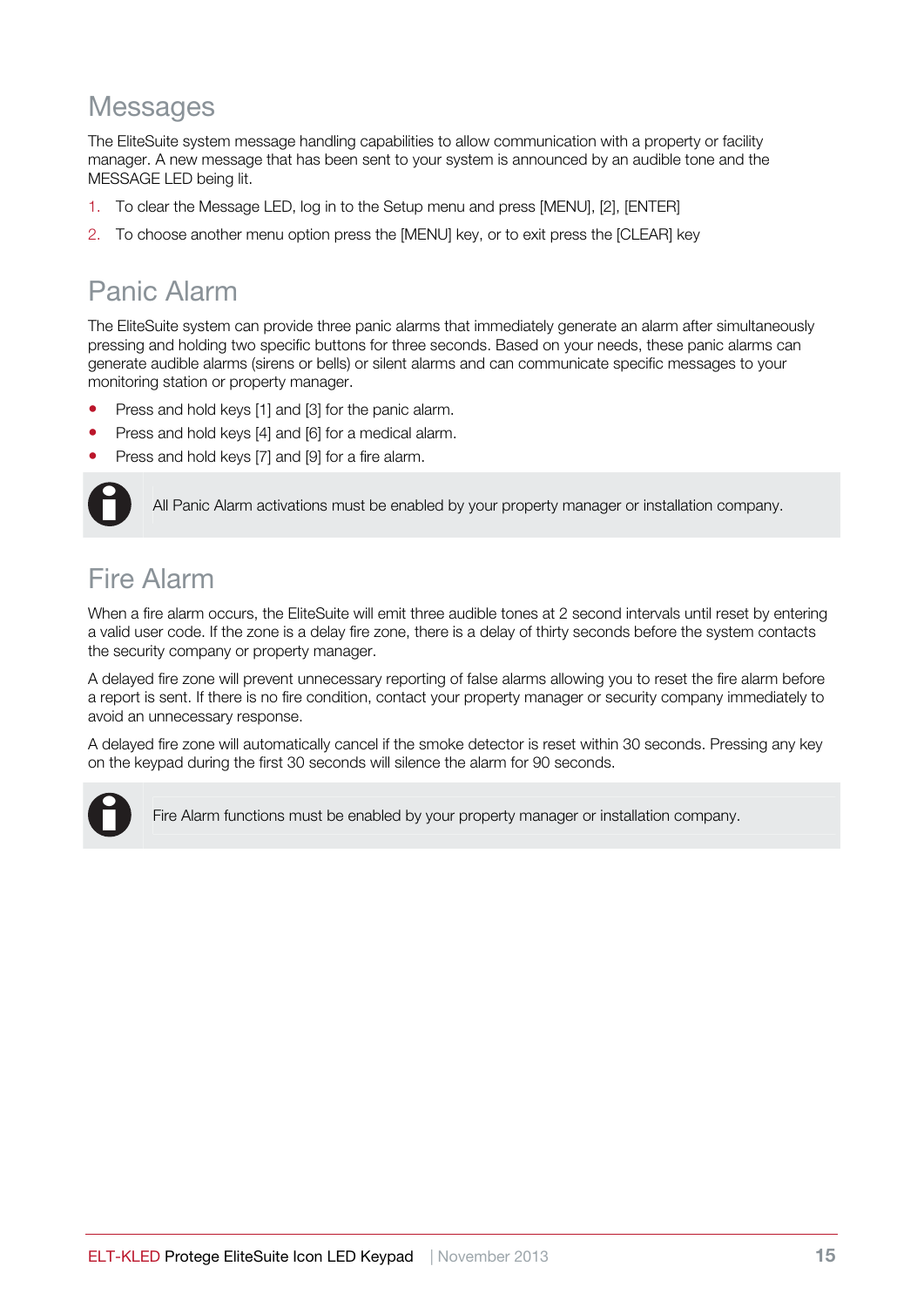## Messages

The EliteSuite system message handling capabilities to allow communication with a property or facility manager. A new message that has been sent to your system is announced by an audible tone and the MESSAGE LED being lit.

1. To clear the Message LED, log in to the Setup menu and press [MENU], [2], [ENTER]
2. To choose another menu option press the [MENU] key, or to exit press the [CLEAR] key

## Panic Alarm

The EliteSuite system can provide three panic alarms that immediately generate an alarm after simultaneously pressing and holding two specific buttons for three seconds. Based on your needs, these panic alarms can generate audible alarms (sirens or bells) or silent alarms and can communicate specific messages to your monitoring station or property manager.

- Press and hold keys [1] and [3] for the panic alarm.
- Press and hold keys [4] and [6] for a medical alarm.
- Press and hold keys [7] and [9] for a fire alarm.

> All Panic Alarm activations must be enabled by your property manager or installation company.

## Fire Alarm

When a fire alarm occurs, the EliteSuite will emit three audible tones at 2 second intervals until reset by entering a valid user code. If the zone is a delay fire zone, there is a delay of thirty seconds before the system contacts the security company or property manager.

A delayed fire zone will prevent unnecessary reporting of false alarms allowing you to reset the fire alarm before a report is sent. If there is no fire condition, contact your property manager or security company immediately to avoid an unnecessary response.

A delayed fire zone will automatically cancel if the smoke detector is reset within 30 seconds. Pressing any key on the keypad during the first 30 seconds will silence the alarm for 90 seconds.

> Fire Alarm functions must be enabled by your property manager or installation company.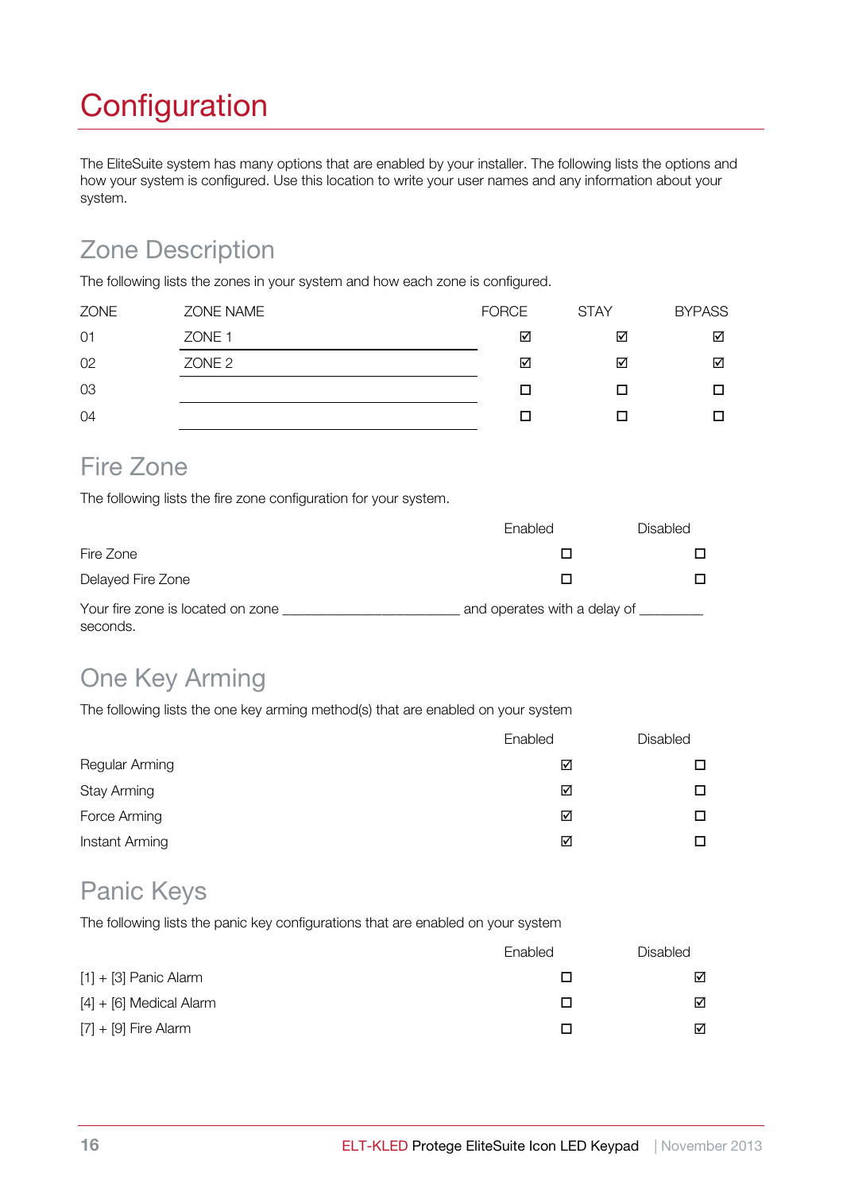# Configuration

The EliteSuite system has many options that are enabled by your installer. The following lists the options and how your system is configured. Use this location to write your user names and any information about your system.

## Zone Description

The following lists the zones in your system and how each zone is configured.

| ZONE | ZONE NAME | FORCE | STAY | BYPASS |
|---|---|---|---|---|
| 01 | ZONE 1 | ☑ | ☑ | ☑ |
| 02 | ZONE 2 | ☑ | ☑ | ☑ |
| 03 | | ☐ | ☐ | ☐ |
| 04 | | ☐ | ☐ | ☐ |

## Fire Zone

The following lists the fire zone configuration for your system.

| | Enabled | Disabled |
|---|---|---|
| Fire Zone | ☐ | ☐ |
| Delayed Fire Zone | ☐ | ☐ |

Your fire zone is located on zone _______________________ and operates with a delay of ________ seconds.

## One Key Arming

The following lists the one key arming method(s) that are enabled on your system

| | Enabled | Disabled |
|---|---|---|
| Regular Arming | ☑ | ☐ |
| Stay Arming | ☑ | ☐ |
| Force Arming | ☑ | ☐ |
| Instant Arming | ☑ | ☐ |

## Panic Keys

The following lists the panic key configurations that are enabled on your system

| | Enabled | Disabled |
|---|---|---|
| [1] + [3] Panic Alarm | ☐ | ☑ |
| [4] + [6] Medical Alarm | ☐ | ☑ |
| [7] + [9] Fire Alarm | ☐ | ☑ |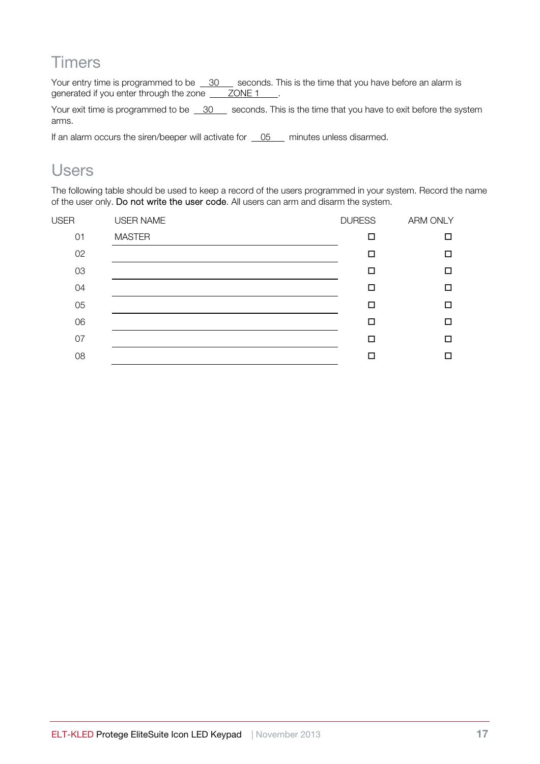## Timers

Your entry time is programmed to be 30 seconds. This is the time that you have before an alarm is generated if you enter through the zone ZONE 1.

Your exit time is programmed to be 30 seconds. This is the time that you have to exit before the system arms.

If an alarm occurs the siren/beeper will activate for 05 minutes unless disarmed.

## Users

The following table should be used to keep a record of the users programmed in your system. Record the name of the user only. **Do not write the user code**. All users can arm and disarm the system.

| USER | USER NAME | DURESS | ARM ONLY |
|---|---|---|---|
| 01 | MASTER | ☐ | ☐ |
| 02 | | ☐ | ☐ |
| 03 | | ☐ | ☐ |
| 04 | | ☐ | ☐ |
| 05 | | ☐ | ☐ |
| 06 | | ☐ | ☐ |
| 07 | | ☐ | ☐ |
| 08 | | ☐ | ☐ |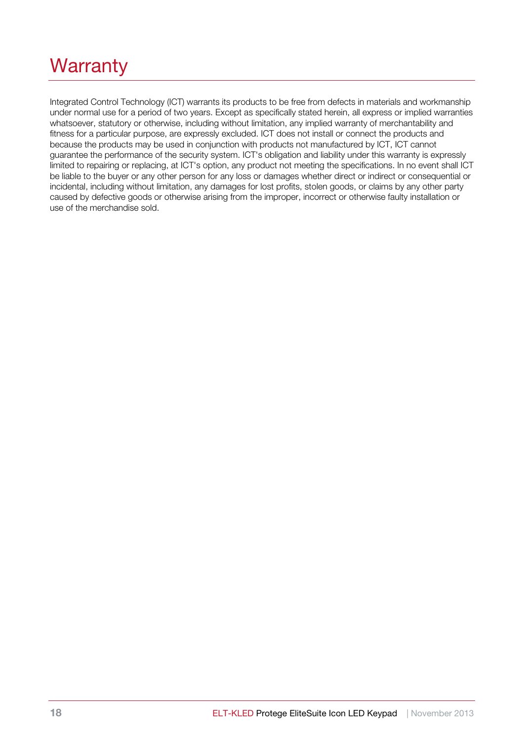# Warranty

Integrated Control Technology (ICT) warrants its products to be free from defects in materials and workmanship under normal use for a period of two years. Except as specifically stated herein, all express or implied warranties whatsoever, statutory or otherwise, including without limitation, any implied warranty of merchantability and fitness for a particular purpose, are expressly excluded. ICT does not install or connect the products and because the products may be used in conjunction with products not manufactured by ICT, ICT cannot guarantee the performance of the security system. ICT's obligation and liability under this warranty is expressly limited to repairing or replacing, at ICT's option, any product not meeting the specifications. In no event shall ICT be liable to the buyer or any other person for any loss or damages whether direct or indirect or consequential or incidental, including without limitation, any damages for lost profits, stolen goods, or claims by any other party caused by defective goods or otherwise arising from the improper, incorrect or otherwise faulty installation or use of the merchandise sold.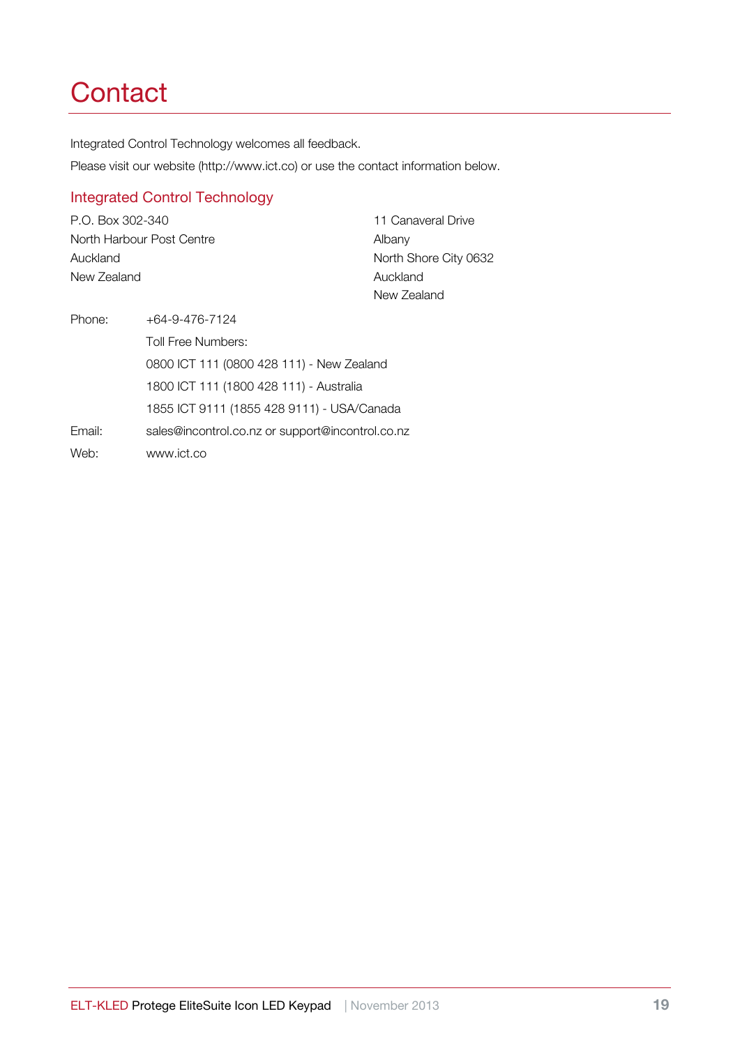# Contact

Integrated Control Technology welcomes all feedback.

Please visit our website (http://www.ict.co) or use the contact information below.

## Integrated Control Technology

P.O. Box 302-340
North Harbour Post Centre
Auckland
New Zealand

11 Canaveral Drive
Albany
North Shore City 0632
Auckland
New Zealand

Phone: +64-9-476-7124

Toll Free Numbers:

0800 ICT 111 (0800 428 111) - New Zealand

1800 ICT 111 (1800 428 111) - Australia

1855 ICT 9111 (1855 428 9111) - USA/Canada

Email: sales@incontrol.co.nz or support@incontrol.co.nz

Web: www.ict.co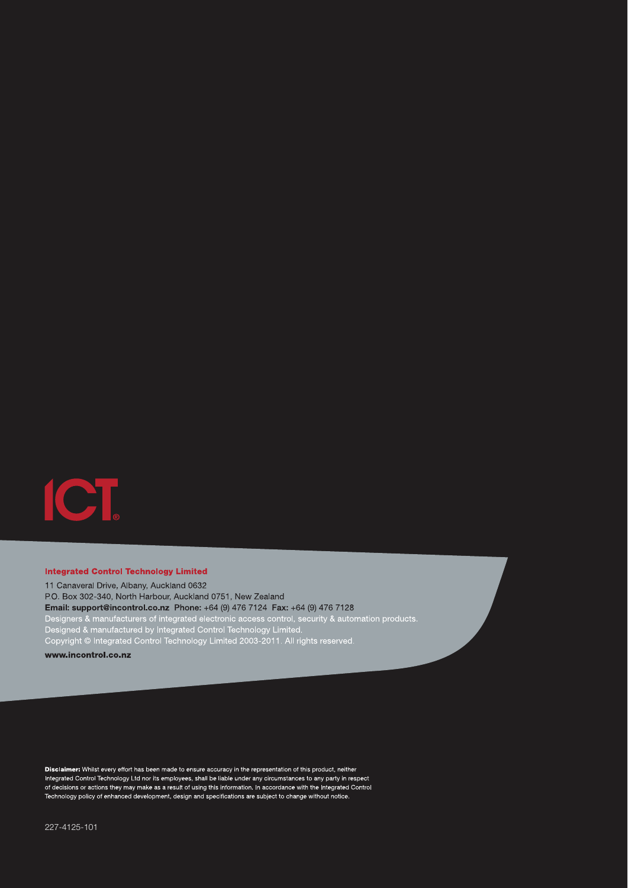ICT®

**Integrated Control Technology Limited**

11 Canaveral Drive, Albany, Auckland 0632
P.O. Box 302-340, North Harbour, Auckland 0751, New Zealand
**Email: support@incontrol.co.nz** **Phone:** +64 (9) 476 7124 **Fax:** +64 (9) 476 7128
Designers & manufacturers of integrated electronic access control, security & automation products.
Designed & manufactured by Integrated Control Technology Limited.
Copyright © Integrated Control Technology Limited 2003-2011. All rights reserved.

**www.incontrol.co.nz**

**Disclaimer:** Whilst every effort has been made to ensure accuracy in the representation of this product, neither Integrated Control Technology Ltd nor its employees, shall be liable under any circumstances to any party in respect of decisions or actions they may make as a result of using this information. In accordance with the Integrated Control Technology policy of enhanced development, design and specifications are subject to change without notice.

227-4125-101